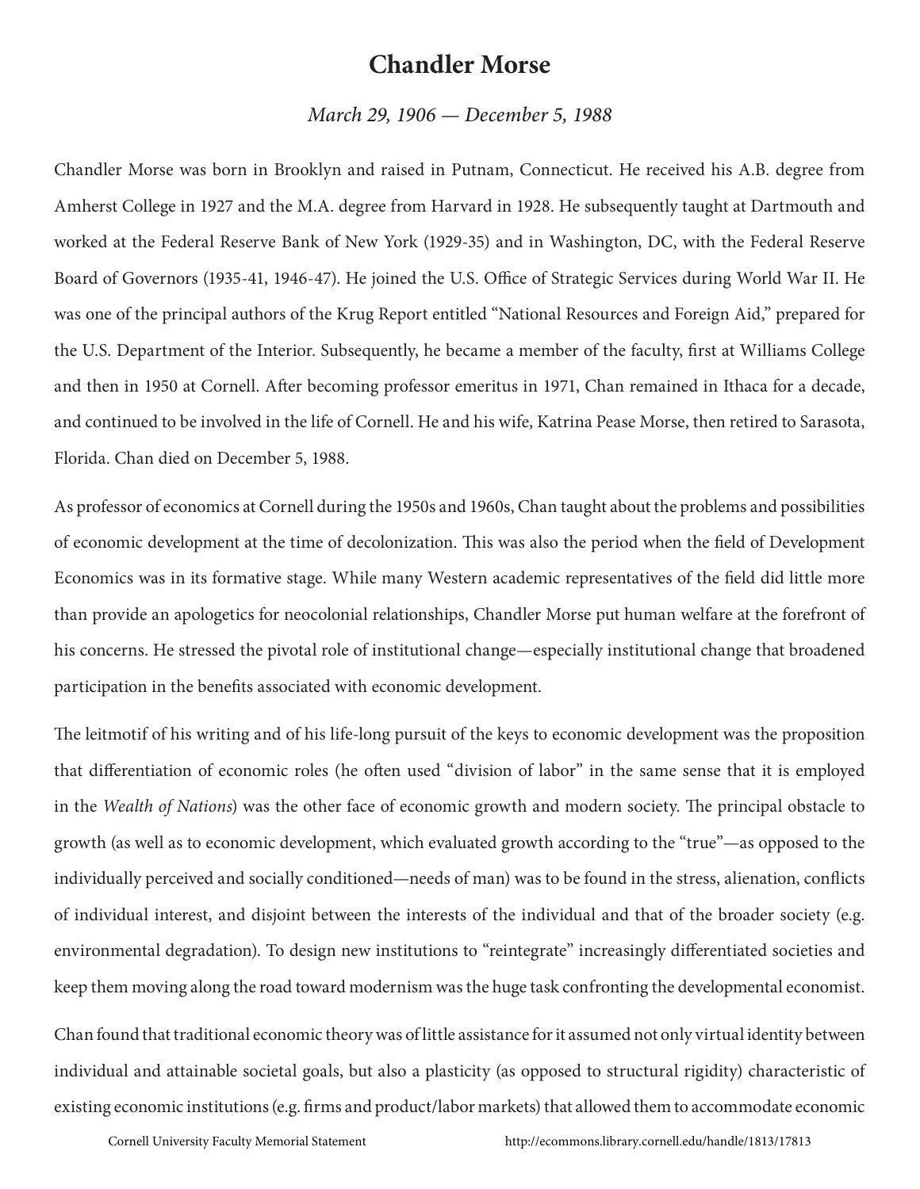# Chandler Morse

*March 29, 1906 — December 5, 1988*

Chandler Morse was born in Brooklyn and raised in Putnam, Connecticut. He received his A.B. degree from Amherst College in 1927 and the M.A. degree from Harvard in 1928. He subsequently taught at Dartmouth and worked at the Federal Reserve Bank of New York (1929-35) and in Washington, DC, with the Federal Reserve Board of Governors (1935-41, 1946-47). He joined the U.S. Office of Strategic Services during World War II. He was one of the principal authors of the Krug Report entitled "National Resources and Foreign Aid," prepared for the U.S. Department of the Interior. Subsequently, he became a member of the faculty, first at Williams College and then in 1950 at Cornell. After becoming professor emeritus in 1971, Chan remained in Ithaca for a decade, and continued to be involved in the life of Cornell. He and his wife, Katrina Pease Morse, then retired to Sarasota, Florida. Chan died on December 5, 1988.

As professor of economics at Cornell during the 1950s and 1960s, Chan taught about the problems and possibilities of economic development at the time of decolonization. This was also the period when the field of Development Economics was in its formative stage. While many Western academic representatives of the field did little more than provide an apologetics for neocolonial relationships, Chandler Morse put human welfare at the forefront of his concerns. He stressed the pivotal role of institutional change—especially institutional change that broadened participation in the benefits associated with economic development.

The leitmotif of his writing and of his life-long pursuit of the keys to economic development was the proposition that differentiation of economic roles (he often used "division of labor" in the same sense that it is employed in the *Wealth of Nations*) was the other face of economic growth and modern society. The principal obstacle to growth (as well as to economic development, which evaluated growth according to the "true"—as opposed to the individually perceived and socially conditioned—needs of man) was to be found in the stress, alienation, conflicts of individual interest, and disjoint between the interests of the individual and that of the broader society (e.g. environmental degradation). To design new institutions to "reintegrate" increasingly differentiated societies and keep them moving along the road toward modernism was the huge task confronting the developmental economist.

Chan found that traditional economic theory was of little assistance for it assumed not only virtual identity between individual and attainable societal goals, but also a plasticity (as opposed to structural rigidity) characteristic of existing economic institutions (e.g. firms and product/labor markets) that allowed them to accommodate economic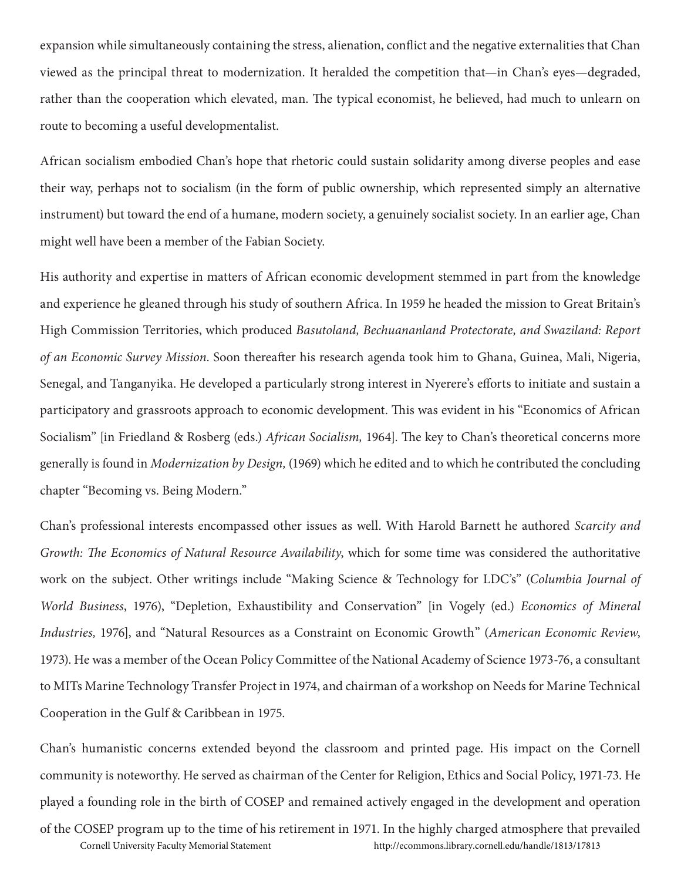expansion while simultaneously containing the stress, alienation, conflict and the negative externalities that Chan viewed as the principal threat to modernization. It heralded the competition that—in Chan's eyes—degraded, rather than the cooperation which elevated, man. The typical economist, he believed, had much to unlearn on route to becoming a useful developmentalist.

African socialism embodied Chan's hope that rhetoric could sustain solidarity among diverse peoples and ease their way, perhaps not to socialism (in the form of public ownership, which represented simply an alternative instrument) but toward the end of a humane, modern society, a genuinely socialist society. In an earlier age, Chan might well have been a member of the Fabian Society.

His authority and expertise in matters of African economic development stemmed in part from the knowledge and experience he gleaned through his study of southern Africa. In 1959 he headed the mission to Great Britain's High Commission Territories, which produced *Basutoland, Bechuananland Protectorate, and Swaziland: Report of an Economic Survey Mission*. Soon thereafter his research agenda took him to Ghana, Guinea, Mali, Nigeria, Senegal, and Tanganyika. He developed a particularly strong interest in Nyerere's efforts to initiate and sustain a participatory and grassroots approach to economic development. This was evident in his "Economics of African Socialism" [in Friedland & Rosberg (eds.) *African Socialism,* 1964]. The key to Chan's theoretical concerns more generally is found in *Modernization by Design,* (1969) which he edited and to which he contributed the concluding chapter "Becoming vs. Being Modern."

Chan's professional interests encompassed other issues as well. With Harold Barnett he authored *Scarcity and Growth: The Economics of Natural Resource Availability*, which for some time was considered the authoritative work on the subject. Other writings include "Making Science & Technology for LDC's" (*Columbia Journal of World Business*, 1976), "Depletion, Exhaustibility and Conservation" [in Vogely (ed.) *Economics of Mineral Industries,* 1976], and "Natural Resources as a Constraint on Economic Growth" (*American Economic Review*, 1973). He was a member of the Ocean Policy Committee of the National Academy of Science 1973-76, a consultant to MITs Marine Technology Transfer Project in 1974, and chairman of a workshop on Needs for Marine Technical Cooperation in the Gulf & Caribbean in 1975.

Chan's humanistic concerns extended beyond the classroom and printed page. His impact on the Cornell community is noteworthy. He served as chairman of the Center for Religion, Ethics and Social Policy, 1971-73. He played a founding role in the birth of COSEP and remained actively engaged in the development and operation of the COSEP program up to the time of his retirement in 1971. In the highly charged atmosphere that prevailed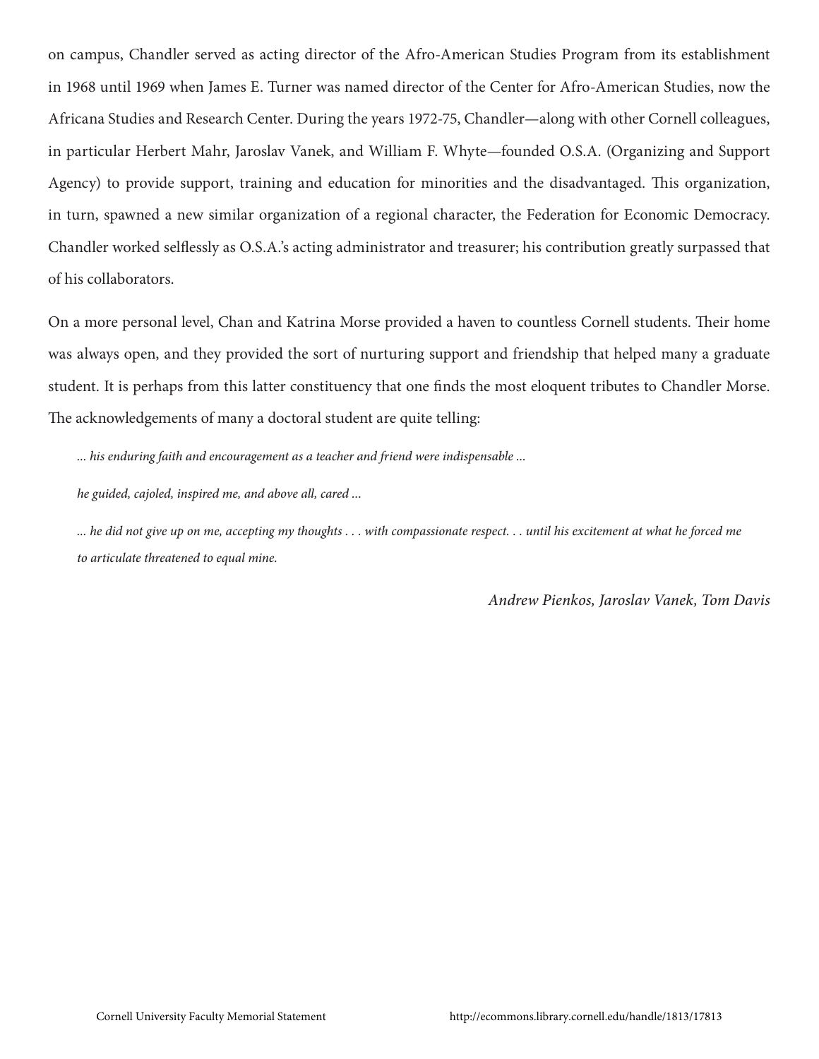on campus, Chandler served as acting director of the Afro-American Studies Program from its establishment in 1968 until 1969 when James E. Turner was named director of the Center for Afro-American Studies, now the Africana Studies and Research Center. During the years 1972-75, Chandler—along with other Cornell colleagues, in particular Herbert Mahr, Jaroslav Vanek, and William F. Whyte—founded O.S.A. (Organizing and Support Agency) to provide support, training and education for minorities and the disadvantaged. This organization, in turn, spawned a new similar organization of a regional character, the Federation for Economic Democracy. Chandler worked selflessly as O.S.A.'s acting administrator and treasurer; his contribution greatly surpassed that of his collaborators.

On a more personal level, Chan and Katrina Morse provided a haven to countless Cornell students. Their home was always open, and they provided the sort of nurturing support and friendship that helped many a graduate student. It is perhaps from this latter constituency that one finds the most eloquent tributes to Chandler Morse. The acknowledgements of many a doctoral student are quite telling:

> *... his enduring faith and encouragement as a teacher and friend were indispensable ...*
>
> *he guided, cajoled, inspired me, and above all, cared ...*
>
> *... he did not give up on me, accepting my thoughts . . . with compassionate respect. . . until his excitement at what he forced me to articulate threatened to equal mine.*

*Andrew Pienkos, Jaroslav Vanek, Tom Davis*